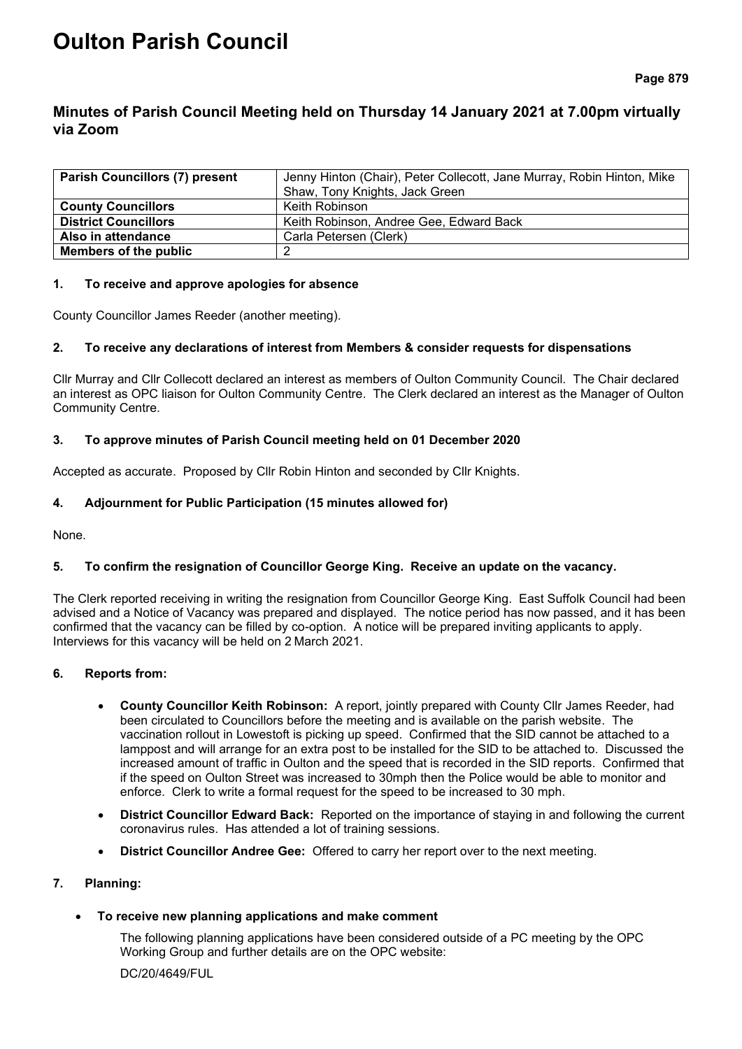# Oulton Parish Council

## Minutes of Parish Council Meeting held on Thursday 14 January 2021 at 7.00pm virtually via Zoom

| **Parish Councillors (7) present** | Jenny Hinton (Chair), Peter Collecott, Jane Murray, Robin Hinton, Mike Shaw, Tony Knights, Jack Green |
|---|---|
| **County Councillors** | Keith Robinson |
| **District Councillors** | Keith Robinson, Andree Gee, Edward Back |
| **Also in attendance** | Carla Petersen (Clerk) |
| **Members of the public** | 2 |

### 1. To receive and approve apologies for absence

County Councillor James Reeder (another meeting).

### 2. To receive any declarations of interest from Members & consider requests for dispensations

Cllr Murray and Cllr Collecott declared an interest as members of Oulton Community Council. The Chair declared an interest as OPC liaison for Oulton Community Centre. The Clerk declared an interest as the Manager of Oulton Community Centre.

### 3. To approve minutes of Parish Council meeting held on 01 December 2020

Accepted as accurate. Proposed by Cllr Robin Hinton and seconded by Cllr Knights.

### 4. Adjournment for Public Participation (15 minutes allowed for)

None.

### 5. To confirm the resignation of Councillor George King. Receive an update on the vacancy.

The Clerk reported receiving in writing the resignation from Councillor George King. East Suffolk Council had been advised and a Notice of Vacancy was prepared and displayed. The notice period has now passed, and it has been confirmed that the vacancy can be filled by co-option. A notice will be prepared inviting applicants to apply. Interviews for this vacancy will be held on 2 March 2021.

### 6. Reports from:

- **County Councillor Keith Robinson:** A report, jointly prepared with County Cllr James Reeder, had been circulated to Councillors before the meeting and is available on the parish website. The vaccination rollout in Lowestoft is picking up speed. Confirmed that the SID cannot be attached to a lamppost and will arrange for an extra post to be installed for the SID to be attached to. Discussed the increased amount of traffic in Oulton and the speed that is recorded in the SID reports. Confirmed that if the speed on Oulton Street was increased to 30mph then the Police would be able to monitor and enforce. Clerk to write a formal request for the speed to be increased to 30 mph.
- **District Councillor Edward Back:** Reported on the importance of staying in and following the current coronavirus rules. Has attended a lot of training sessions.
- **District Councillor Andree Gee:** Offered to carry her report over to the next meeting.

### 7. Planning:

- **To receive new planning applications and make comment**

  The following planning applications have been considered outside of a PC meeting by the OPC Working Group and further details are on the OPC website:

  DC/20/4649/FUL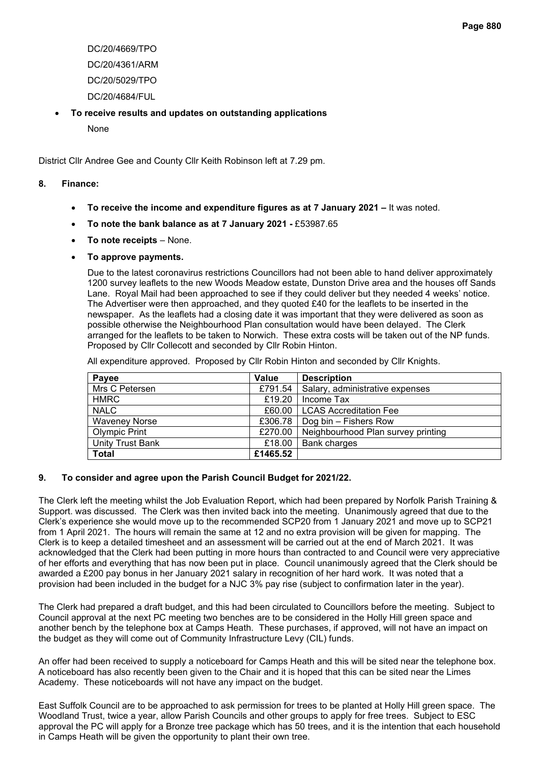DC/20/4669/TPO

DC/20/4361/ARM

DC/20/5029/TPO

DC/20/4684/FUL

- **To receive results and updates on outstanding applications**

  None

District Cllr Andree Gee and County Cllr Keith Robinson left at 7.29 pm.

**8. Finance:**

- **To receive the income and expenditure figures as at 7 January 2021 –** It was noted.
- **To note the bank balance as at 7 January 2021 -** £53987.65
- **To note receipts** – None.
- **To approve payments.**

  Due to the latest coronavirus restrictions Councillors had not been able to hand deliver approximately 1200 survey leaflets to the new Woods Meadow estate, Dunston Drive area and the houses off Sands Lane. Royal Mail had been approached to see if they could deliver but they needed 4 weeks' notice. The Advertiser were then approached, and they quoted £40 for the leaflets to be inserted in the newspaper. As the leaflets had a closing date it was important that they were delivered as soon as possible otherwise the Neighbourhood Plan consultation would have been delayed. The Clerk arranged for the leaflets to be taken to Norwich. These extra costs will be taken out of the NP funds. Proposed by Cllr Collecott and seconded by Cllr Robin Hinton.

  All expenditure approved. Proposed by Cllr Robin Hinton and seconded by Cllr Knights.

| Payee | Value | Description |
|---|---|---|
| Mrs C Petersen | £791.54 | Salary, administrative expenses |
| HMRC | £19.20 | Income Tax |
| NALC | £60.00 | LCAS Accreditation Fee |
| Waveney Norse | £306.78 | Dog bin – Fishers Row |
| Olympic Print | £270.00 | Neighbourhood Plan survey printing |
| Unity Trust Bank | £18.00 | Bank charges |
| **Total** | **£1465.52** | |

**9. To consider and agree upon the Parish Council Budget for 2021/22.**

The Clerk left the meeting whilst the Job Evaluation Report, which had been prepared by Norfolk Parish Training & Support. was discussed. The Clerk was then invited back into the meeting. Unanimously agreed that due to the Clerk's experience she would move up to the recommended SCP20 from 1 January 2021 and move up to SCP21 from 1 April 2021. The hours will remain the same at 12 and no extra provision will be given for mapping. The Clerk is to keep a detailed timesheet and an assessment will be carried out at the end of March 2021. It was acknowledged that the Clerk had been putting in more hours than contracted to and Council were very appreciative of her efforts and everything that has now been put in place. Council unanimously agreed that the Clerk should be awarded a £200 pay bonus in her January 2021 salary in recognition of her hard work. It was noted that a provision had been included in the budget for a NJC 3% pay rise (subject to confirmation later in the year).

The Clerk had prepared a draft budget, and this had been circulated to Councillors before the meeting. Subject to Council approval at the next PC meeting two benches are to be considered in the Holly Hill green space and another bench by the telephone box at Camps Heath. These purchases, if approved, will not have an impact on the budget as they will come out of Community Infrastructure Levy (CIL) funds.

An offer had been received to supply a noticeboard for Camps Heath and this will be sited near the telephone box. A noticeboard has also recently been given to the Chair and it is hoped that this can be sited near the Limes Academy. These noticeboards will not have any impact on the budget.

East Suffolk Council are to be approached to ask permission for trees to be planted at Holly Hill green space. The Woodland Trust, twice a year, allow Parish Councils and other groups to apply for free trees. Subject to ESC approval the PC will apply for a Bronze tree package which has 50 trees, and it is the intention that each household in Camps Heath will be given the opportunity to plant their own tree.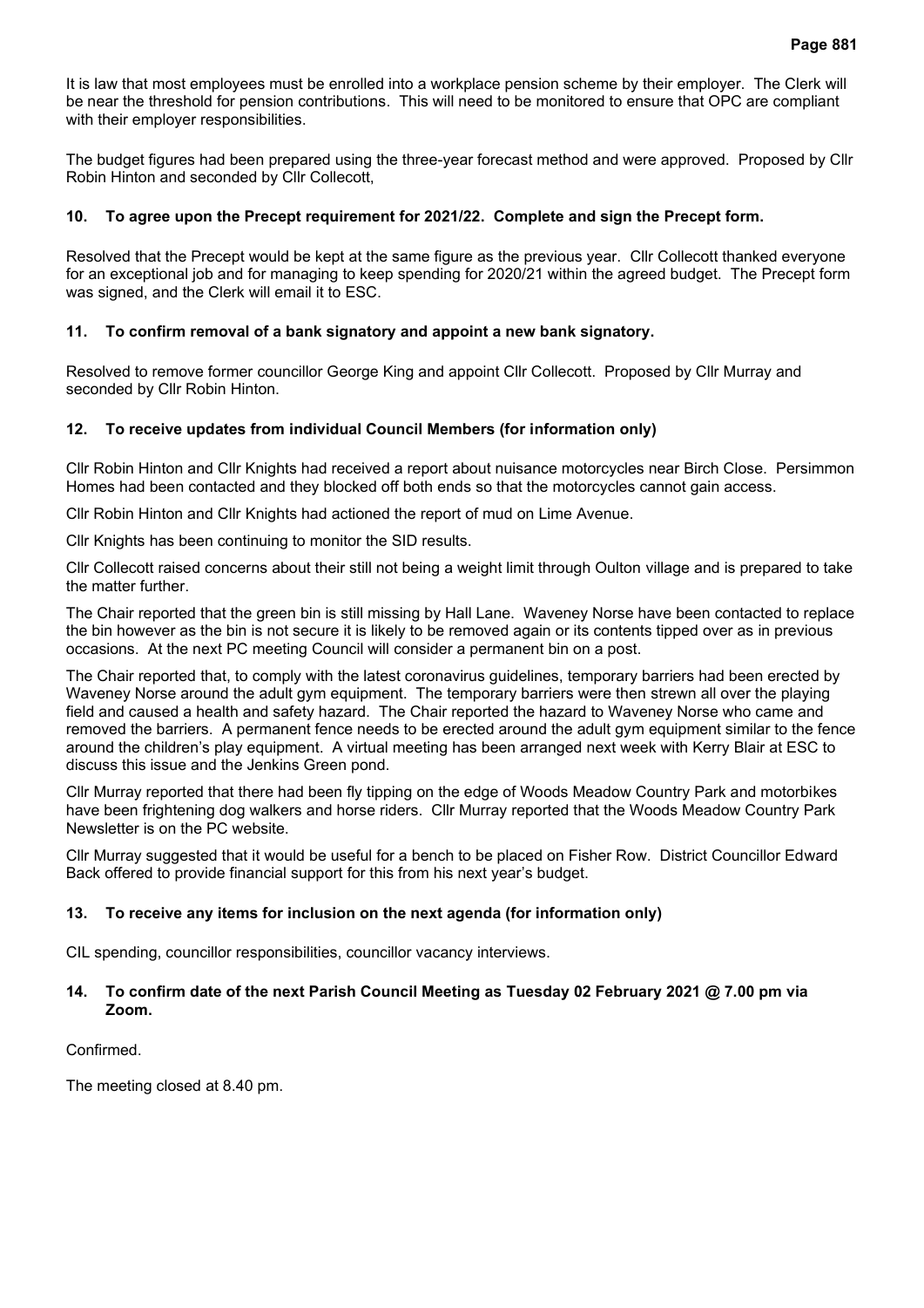It is law that most employees must be enrolled into a workplace pension scheme by their employer. The Clerk will be near the threshold for pension contributions. This will need to be monitored to ensure that OPC are compliant with their employer responsibilities.

The budget figures had been prepared using the three-year forecast method and were approved. Proposed by Cllr Robin Hinton and seconded by Cllr Collecott,

**10. To agree upon the Precept requirement for 2021/22. Complete and sign the Precept form.**

Resolved that the Precept would be kept at the same figure as the previous year. Cllr Collecott thanked everyone for an exceptional job and for managing to keep spending for 2020/21 within the agreed budget. The Precept form was signed, and the Clerk will email it to ESC.

**11. To confirm removal of a bank signatory and appoint a new bank signatory.**

Resolved to remove former councillor George King and appoint Cllr Collecott. Proposed by Cllr Murray and seconded by Cllr Robin Hinton.

**12. To receive updates from individual Council Members (for information only)**

Cllr Robin Hinton and Cllr Knights had received a report about nuisance motorcycles near Birch Close. Persimmon Homes had been contacted and they blocked off both ends so that the motorcycles cannot gain access.

Cllr Robin Hinton and Cllr Knights had actioned the report of mud on Lime Avenue.

Cllr Knights has been continuing to monitor the SID results.

Cllr Collecott raised concerns about their still not being a weight limit through Oulton village and is prepared to take the matter further.

The Chair reported that the green bin is still missing by Hall Lane. Waveney Norse have been contacted to replace the bin however as the bin is not secure it is likely to be removed again or its contents tipped over as in previous occasions. At the next PC meeting Council will consider a permanent bin on a post.

The Chair reported that, to comply with the latest coronavirus guidelines, temporary barriers had been erected by Waveney Norse around the adult gym equipment. The temporary barriers were then strewn all over the playing field and caused a health and safety hazard. The Chair reported the hazard to Waveney Norse who came and removed the barriers. A permanent fence needs to be erected around the adult gym equipment similar to the fence around the children's play equipment. A virtual meeting has been arranged next week with Kerry Blair at ESC to discuss this issue and the Jenkins Green pond.

Cllr Murray reported that there had been fly tipping on the edge of Woods Meadow Country Park and motorbikes have been frightening dog walkers and horse riders. Cllr Murray reported that the Woods Meadow Country Park Newsletter is on the PC website.

Cllr Murray suggested that it would be useful for a bench to be placed on Fisher Row. District Councillor Edward Back offered to provide financial support for this from his next year's budget.

**13. To receive any items for inclusion on the next agenda (for information only)**

CIL spending, councillor responsibilities, councillor vacancy interviews.

**14. To confirm date of the next Parish Council Meeting as Tuesday 02 February 2021 @ 7.00 pm via Zoom.**

Confirmed.

The meeting closed at 8.40 pm.